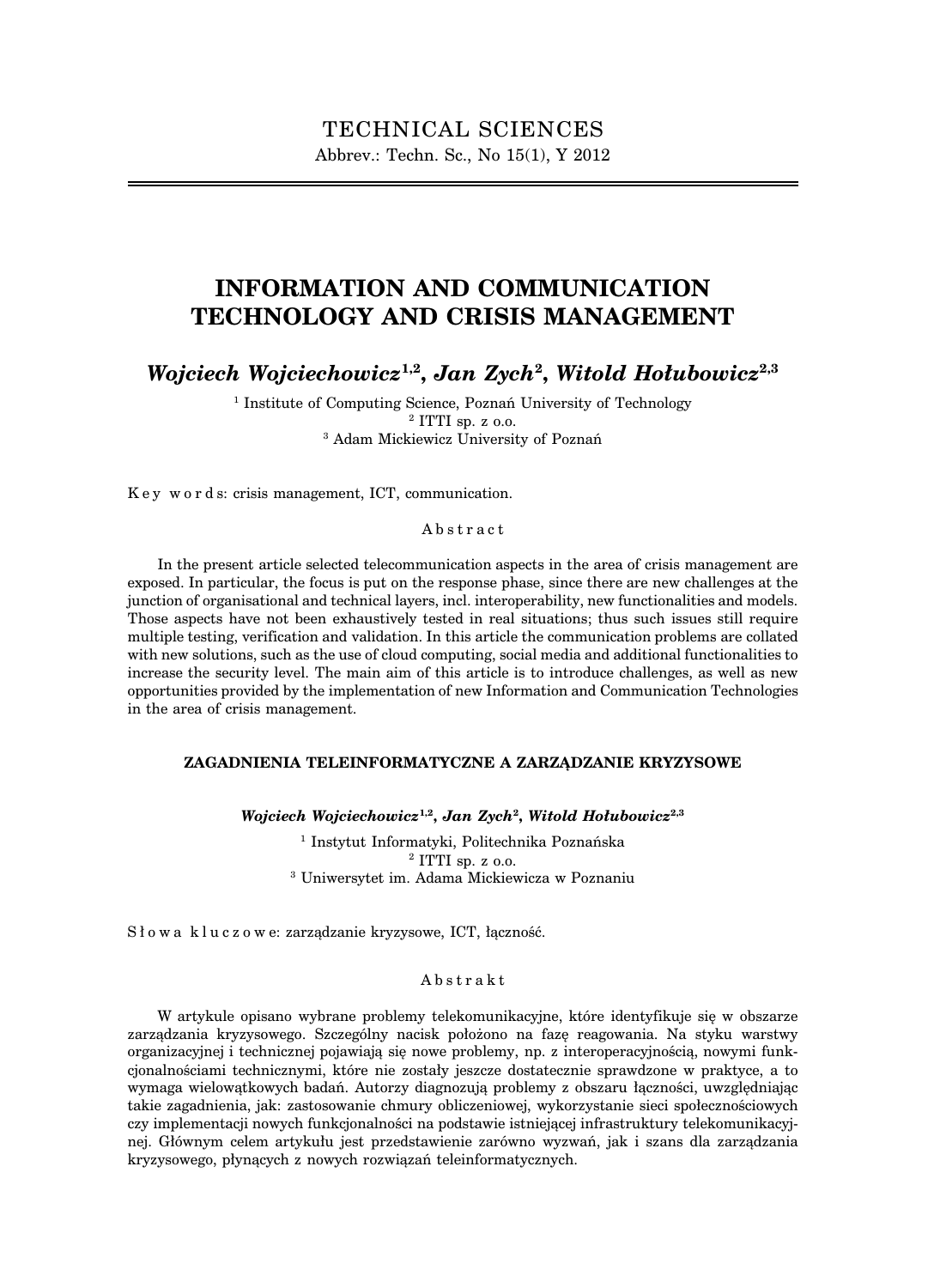# INFORMATION AND COMMUNICATION TECHNOLOGY AND CRISIS MANAGEMENT

***Wojciech Wojciechowicz*[1,2], *Jan Zych*[2], *Witold Hołubowicz*[2,3]**

[1] Institute of Computing Science, Poznań University of Technology
[2] ITTI sp. z o.o.
[3] Adam Mickiewicz University of Poznań

Key words: crisis management, ICT, communication.

## Abstract

In the present article selected telecommunication aspects in the area of crisis management are exposed. In particular, the focus is put on the response phase, since there are new challenges at the junction of organisational and technical layers, incl. interoperability, new functionalities and models. Those aspects have not been exhaustively tested in real situations; thus such issues still require multiple testing, verification and validation. In this article the communication problems are collated with new solutions, such as the use of cloud computing, social media and additional functionalities to increase the security level. The main aim of this article is to introduce challenges, as well as new opportunities provided by the implementation of new Information and Communication Technologies in the area of crisis management.

## ZAGADNIENIA TELEINFORMATYCZNE A ZARZĄDZANIE KRYZYSOWE

***Wojciech Wojciechowicz*[1,2], *Jan Zych*[2], *Witold Hołubowicz*[2,3]**

[1] Instytut Informatyki, Politechnika Poznańska
[2] ITTI sp. z o.o.
[3] Uniwersytet im. Adama Mickiewicza w Poznaniu

Słowa kluczowe: zarządzanie kryzysowe, ICT, łączność.

## Abstrakt

W artykule opisano wybrane problemy telekomunikacyjne, które identyfikuje się w obszarze zarządzania kryzysowego. Szczególny nacisk położono na fazę reagowania. Na styku warstwy organizacyjnej i technicznej pojawiają się nowe problemy, np. z interoperacyjnością, nowymi funkcjonalnościami technicznymi, które nie zostały jeszcze dostatecznie sprawdzone w praktyce, a to wymaga wielowątkowych badań. Autorzy diagnozują problemy z obszaru łączności, uwzględniając takie zagadnienia, jak: zastosowanie chmury obliczeniowej, wykorzystanie sieci społecznościowych czy implementacji nowych funkcjonalności na podstawie istniejącej infrastruktury telekomunikacyjnej. Głównym celem artykułu jest przedstawienie zarówno wyzwań, jak i szans dla zarządzania kryzysowego, płynących z nowych rozwiązań teleinformatycznych.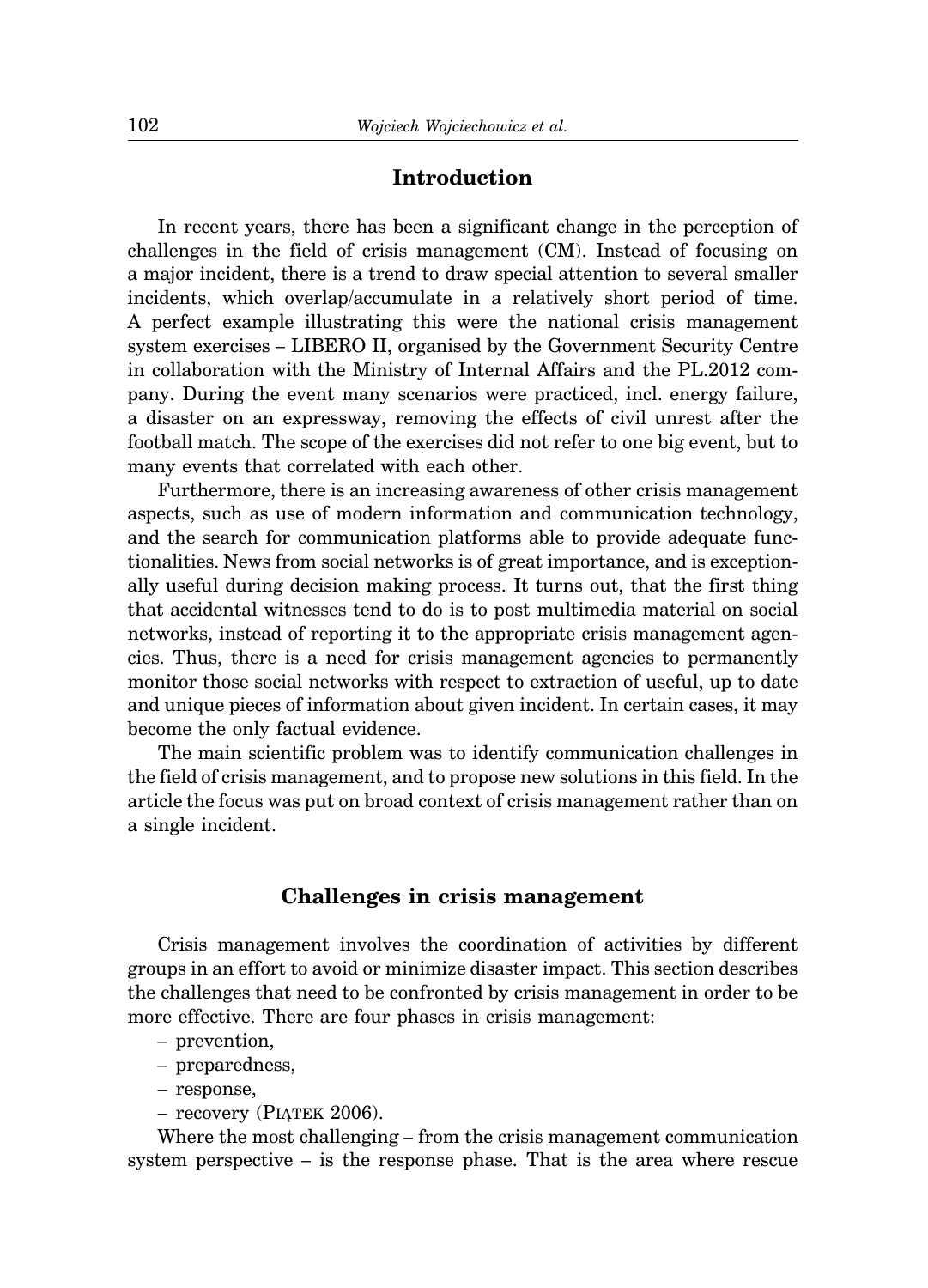## Introduction

In recent years, there has been a significant change in the perception of challenges in the field of crisis management (CM). Instead of focusing on a major incident, there is a trend to draw special attention to several smaller incidents, which overlap/accumulate in a relatively short period of time. A perfect example illustrating this were the national crisis management system exercises – LIBERO II, organised by the Government Security Centre in collaboration with the Ministry of Internal Affairs and the PL.2012 company. During the event many scenarios were practiced, incl. energy failure, a disaster on an expressway, removing the effects of civil unrest after the football match. The scope of the exercises did not refer to one big event, but to many events that correlated with each other.

Furthermore, there is an increasing awareness of other crisis management aspects, such as use of modern information and communication technology, and the search for communication platforms able to provide adequate functionalities. News from social networks is of great importance, and is exceptionally useful during decision making process. It turns out, that the first thing that accidental witnesses tend to do is to post multimedia material on social networks, instead of reporting it to the appropriate crisis management agencies. Thus, there is a need for crisis management agencies to permanently monitor those social networks with respect to extraction of useful, up to date and unique pieces of information about given incident. In certain cases, it may become the only factual evidence.

The main scientific problem was to identify communication challenges in the field of crisis management, and to propose new solutions in this field. In the article the focus was put on broad context of crisis management rather than on a single incident.

## Challenges in crisis management

Crisis management involves the coordination of activities by different groups in an effort to avoid or minimize disaster impact. This section describes the challenges that need to be confronted by crisis management in order to be more effective. There are four phases in crisis management:

- prevention,
- preparedness,
- response,
- recovery (PIĄTEK 2006).

Where the most challenging – from the crisis management communication system perspective – is the response phase. That is the area where rescue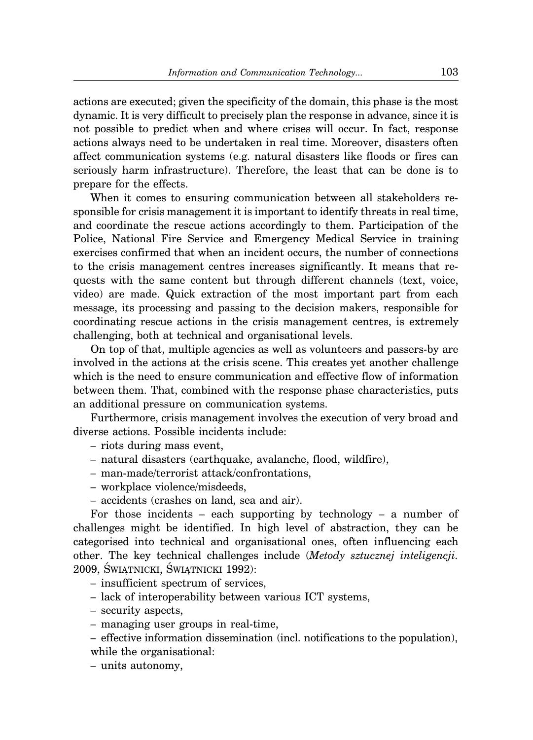actions are executed; given the specificity of the domain, this phase is the most dynamic. It is very difficult to precisely plan the response in advance, since it is not possible to predict when and where crises will occur. In fact, response actions always need to be undertaken in real time. Moreover, disasters often affect communication systems (e.g. natural disasters like floods or fires can seriously harm infrastructure). Therefore, the least that can be done is to prepare for the effects.

When it comes to ensuring communication between all stakeholders responsible for crisis management it is important to identify threats in real time, and coordinate the rescue actions accordingly to them. Participation of the Police, National Fire Service and Emergency Medical Service in training exercises confirmed that when an incident occurs, the number of connections to the crisis management centres increases significantly. It means that requests with the same content but through different channels (text, voice, video) are made. Quick extraction of the most important part from each message, its processing and passing to the decision makers, responsible for coordinating rescue actions in the crisis management centres, is extremely challenging, both at technical and organisational levels.

On top of that, multiple agencies as well as volunteers and passers-by are involved in the actions at the crisis scene. This creates yet another challenge which is the need to ensure communication and effective flow of information between them. That, combined with the response phase characteristics, puts an additional pressure on communication systems.

Furthermore, crisis management involves the execution of very broad and diverse actions. Possible incidents include:

– riots during mass event,
– natural disasters (earthquake, avalanche, flood, wildfire),
– man-made/terrorist attack/confrontations,
– workplace violence/misdeeds,
– accidents (crashes on land, sea and air).

For those incidents – each supporting by technology – a number of challenges might be identified. In high level of abstraction, they can be categorised into technical and organisational ones, often influencing each other. The key technical challenges include (*Metody sztucznej inteligencji*. 2009, Świątnicki, Świątnicki 1992):

– insufficient spectrum of services,
– lack of interoperability between various ICT systems,
– security aspects,
– managing user groups in real-time,
– effective information dissemination (incl. notifications to the population),

while the organisational:

– units autonomy,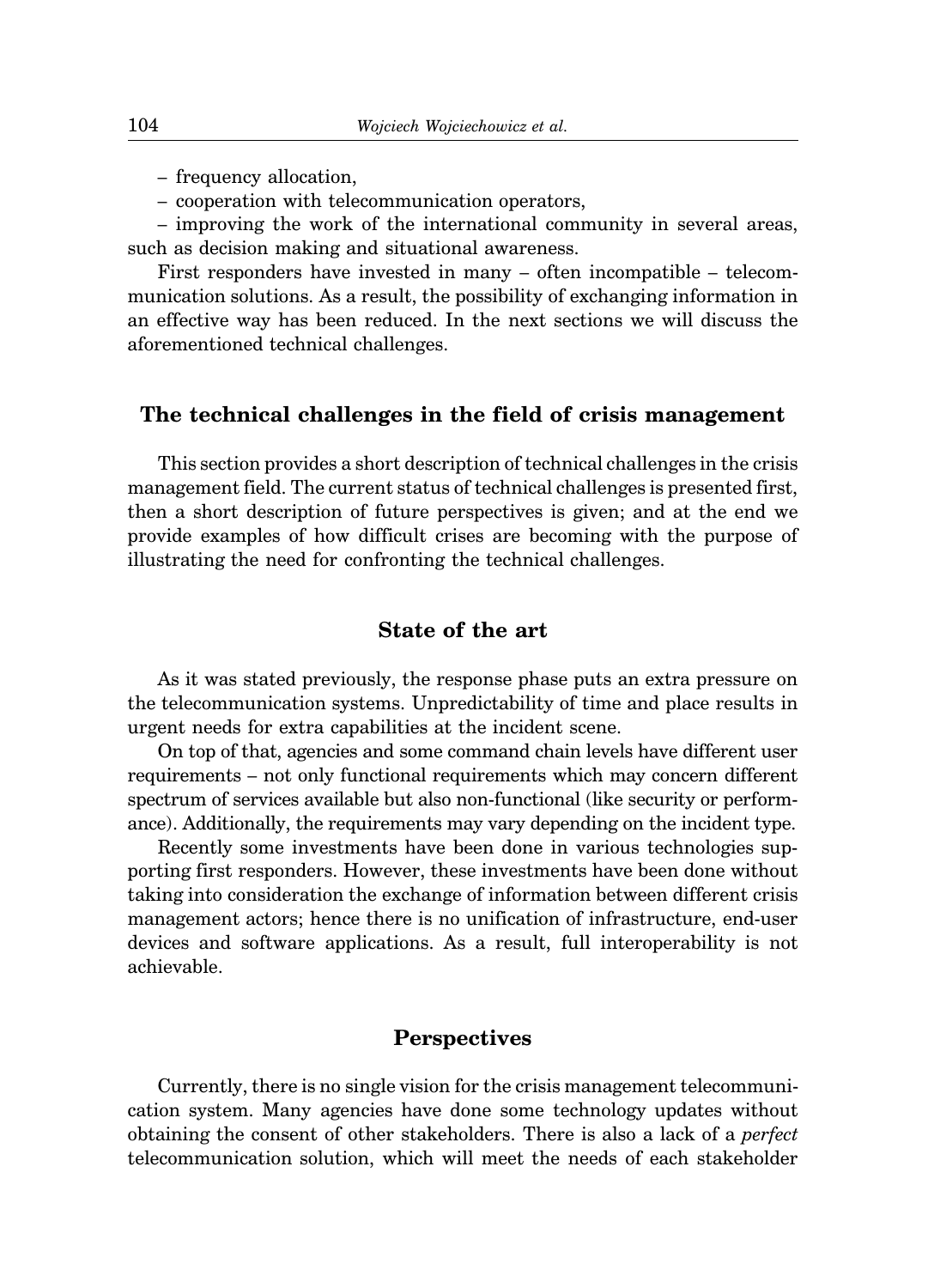– frequency allocation,

– cooperation with telecommunication operators,

– improving the work of the international community in several areas, such as decision making and situational awareness.

First responders have invested in many – often incompatible – telecommunication solutions. As a result, the possibility of exchanging information in an effective way has been reduced. In the next sections we will discuss the aforementioned technical challenges.

## The technical challenges in the field of crisis management

This section provides a short description of technical challenges in the crisis management field. The current status of technical challenges is presented first, then a short description of future perspectives is given; and at the end we provide examples of how difficult crises are becoming with the purpose of illustrating the need for confronting the technical challenges.

### State of the art

As it was stated previously, the response phase puts an extra pressure on the telecommunication systems. Unpredictability of time and place results in urgent needs for extra capabilities at the incident scene.

On top of that, agencies and some command chain levels have different user requirements – not only functional requirements which may concern different spectrum of services available but also non-functional (like security or performance). Additionally, the requirements may vary depending on the incident type.

Recently some investments have been done in various technologies supporting first responders. However, these investments have been done without taking into consideration the exchange of information between different crisis management actors; hence there is no unification of infrastructure, end-user devices and software applications. As a result, full interoperability is not achievable.

### Perspectives

Currently, there is no single vision for the crisis management telecommunication system. Many agencies have done some technology updates without obtaining the consent of other stakeholders. There is also a lack of a *perfect* telecommunication solution, which will meet the needs of each stakeholder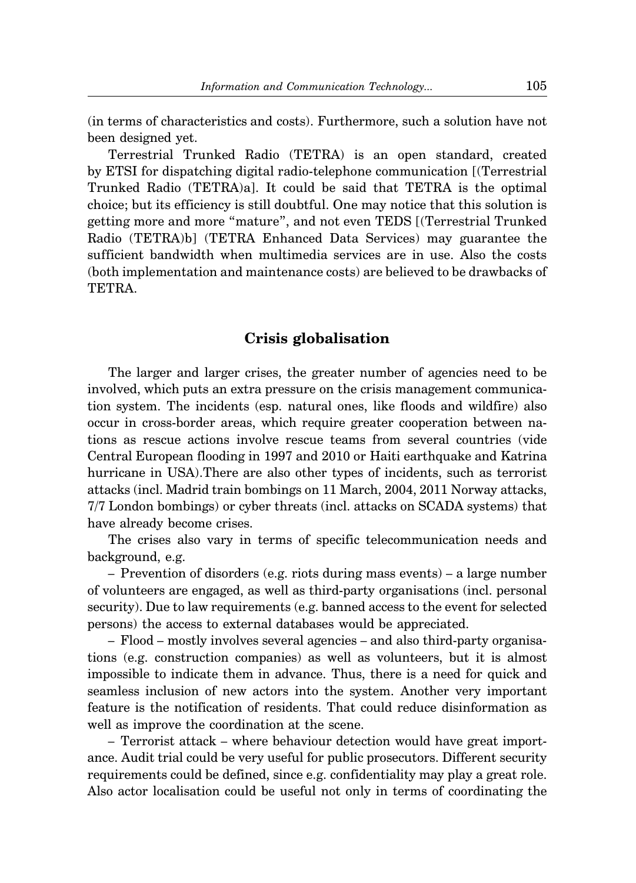(in terms of characteristics and costs). Furthermore, such a solution have not been designed yet.

Terrestrial Trunked Radio (TETRA) is an open standard, created by ETSI for dispatching digital radio-telephone communication [(Terrestrial Trunked Radio (TETRA)a]. It could be said that TETRA is the optimal choice; but its efficiency is still doubtful. One may notice that this solution is getting more and more "mature", and not even TEDS [(Terrestrial Trunked Radio (TETRA)b] (TETRA Enhanced Data Services) may guarantee the sufficient bandwidth when multimedia services are in use. Also the costs (both implementation and maintenance costs) are believed to be drawbacks of TETRA.

## Crisis globalisation

The larger and larger crises, the greater number of agencies need to be involved, which puts an extra pressure on the crisis management communication system. The incidents (esp. natural ones, like floods and wildfire) also occur in cross-border areas, which require greater cooperation between nations as rescue actions involve rescue teams from several countries (vide Central European flooding in 1997 and 2010 or Haiti earthquake and Katrina hurricane in USA).There are also other types of incidents, such as terrorist attacks (incl. Madrid train bombings on 11 March, 2004, 2011 Norway attacks, 7/7 London bombings) or cyber threats (incl. attacks on SCADA systems) that have already become crises.

The crises also vary in terms of specific telecommunication needs and background, e.g.

– Prevention of disorders (e.g. riots during mass events) – a large number of volunteers are engaged, as well as third-party organisations (incl. personal security). Due to law requirements (e.g. banned access to the event for selected persons) the access to external databases would be appreciated.

– Flood – mostly involves several agencies – and also third-party organisations (e.g. construction companies) as well as volunteers, but it is almost impossible to indicate them in advance. Thus, there is a need for quick and seamless inclusion of new actors into the system. Another very important feature is the notification of residents. That could reduce disinformation as well as improve the coordination at the scene.

– Terrorist attack – where behaviour detection would have great importance. Audit trial could be very useful for public prosecutors. Different security requirements could be defined, since e.g. confidentiality may play a great role. Also actor localisation could be useful not only in terms of coordinating the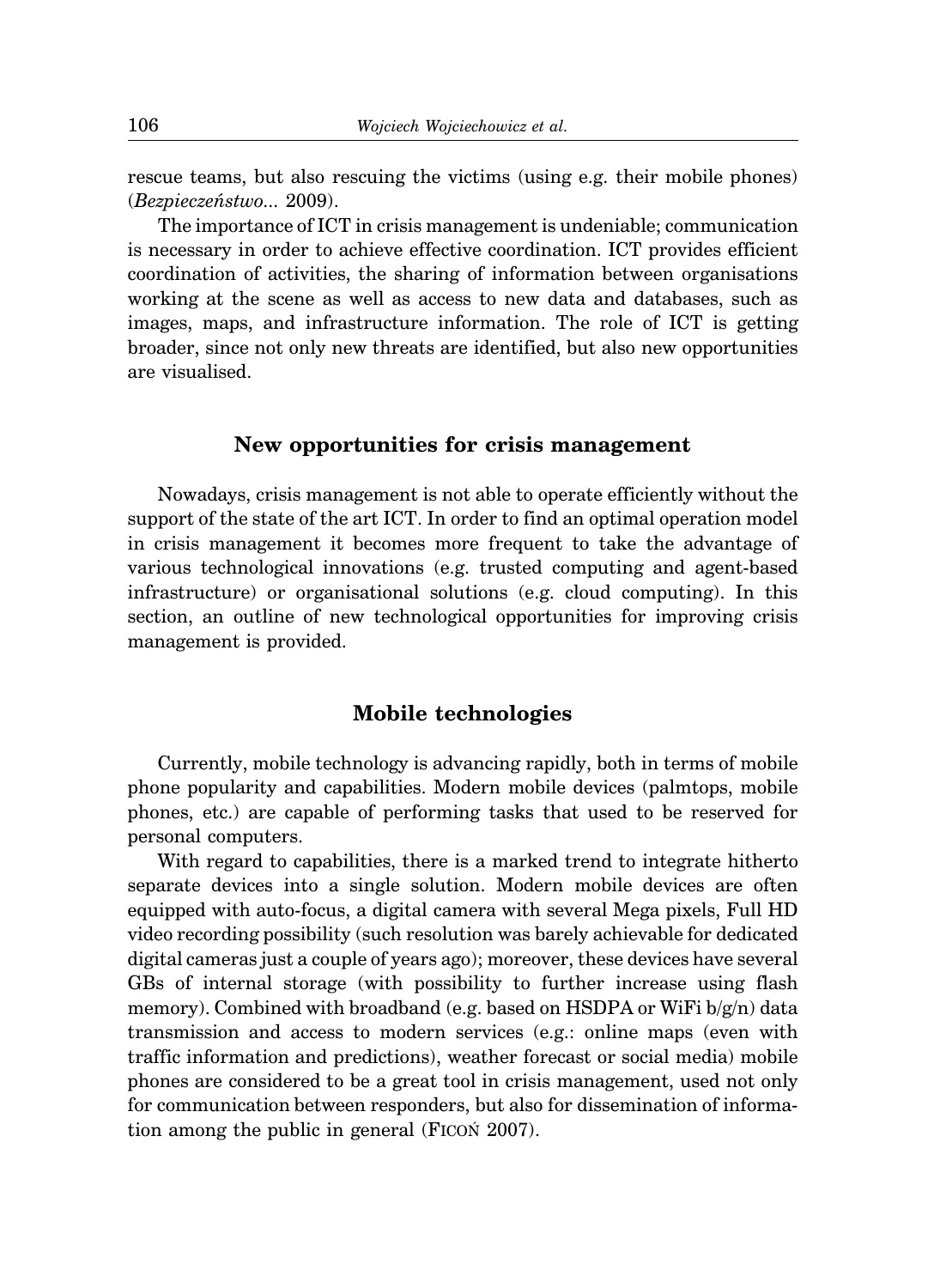rescue teams, but also rescuing the victims (using e.g. their mobile phones) (*Bezpieczeństwo...* 2009).

The importance of ICT in crisis management is undeniable; communication is necessary in order to achieve effective coordination. ICT provides efficient coordination of activities, the sharing of information between organisations working at the scene as well as access to new data and databases, such as images, maps, and infrastructure information. The role of ICT is getting broader, since not only new threats are identified, but also new opportunities are visualised.

## New opportunities for crisis management

Nowadays, crisis management is not able to operate efficiently without the support of the state of the art ICT. In order to find an optimal operation model in crisis management it becomes more frequent to take the advantage of various technological innovations (e.g. trusted computing and agent-based infrastructure) or organisational solutions (e.g. cloud computing). In this section, an outline of new technological opportunities for improving crisis management is provided.

## Mobile technologies

Currently, mobile technology is advancing rapidly, both in terms of mobile phone popularity and capabilities. Modern mobile devices (palmtops, mobile phones, etc.) are capable of performing tasks that used to be reserved for personal computers.

With regard to capabilities, there is a marked trend to integrate hitherto separate devices into a single solution. Modern mobile devices are often equipped with auto-focus, a digital camera with several Mega pixels, Full HD video recording possibility (such resolution was barely achievable for dedicated digital cameras just a couple of years ago); moreover, these devices have several GBs of internal storage (with possibility to further increase using flash memory). Combined with broadband (e.g. based on HSDPA or WiFi b/g/n) data transmission and access to modern services (e.g.: online maps (even with traffic information and predictions), weather forecast or social media) mobile phones are considered to be a great tool in crisis management, used not only for communication between responders, but also for dissemination of information among the public in general (FICOŃ 2007).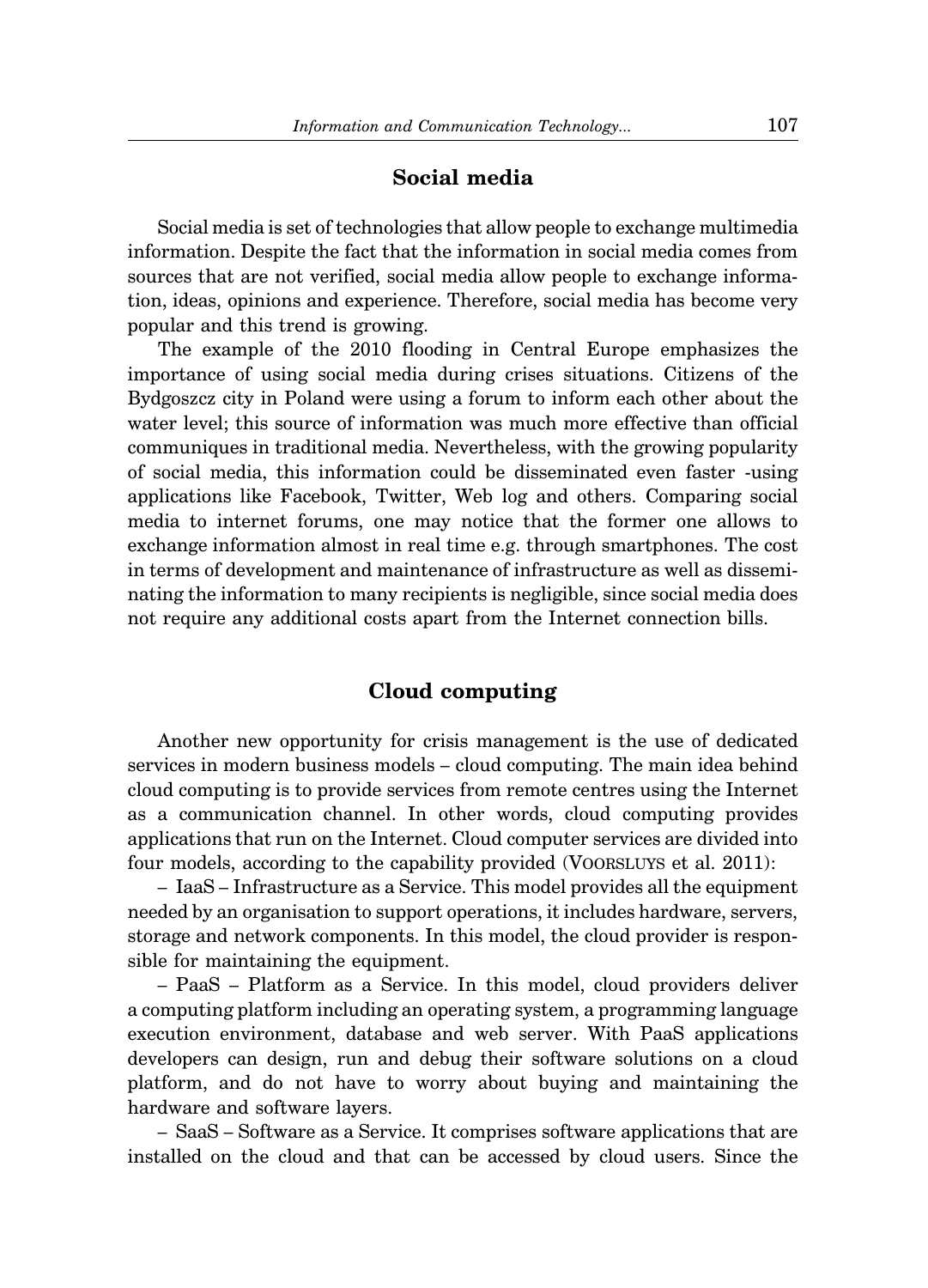## Social media

Social media is set of technologies that allow people to exchange multimedia information. Despite the fact that the information in social media comes from sources that are not verified, social media allow people to exchange information, ideas, opinions and experience. Therefore, social media has become very popular and this trend is growing.

The example of the 2010 flooding in Central Europe emphasizes the importance of using social media during crises situations. Citizens of the Bydgoszcz city in Poland were using a forum to inform each other about the water level; this source of information was much more effective than official communiques in traditional media. Nevertheless, with the growing popularity of social media, this information could be disseminated even faster -using applications like Facebook, Twitter, Web log and others. Comparing social media to internet forums, one may notice that the former one allows to exchange information almost in real time e.g. through smartphones. The cost in terms of development and maintenance of infrastructure as well as disseminating the information to many recipients is negligible, since social media does not require any additional costs apart from the Internet connection bills.

## Cloud computing

Another new opportunity for crisis management is the use of dedicated services in modern business models – cloud computing. The main idea behind cloud computing is to provide services from remote centres using the Internet as a communication channel. In other words, cloud computing provides applications that run on the Internet. Cloud computer services are divided into four models, according to the capability provided (VOORSLUYS et al. 2011):

– IaaS – Infrastructure as a Service. This model provides all the equipment needed by an organisation to support operations, it includes hardware, servers, storage and network components. In this model, the cloud provider is responsible for maintaining the equipment.

– PaaS – Platform as a Service. In this model, cloud providers deliver a computing platform including an operating system, a programming language execution environment, database and web server. With PaaS applications developers can design, run and debug their software solutions on a cloud platform, and do not have to worry about buying and maintaining the hardware and software layers.

– SaaS – Software as a Service. It comprises software applications that are installed on the cloud and that can be accessed by cloud users. Since the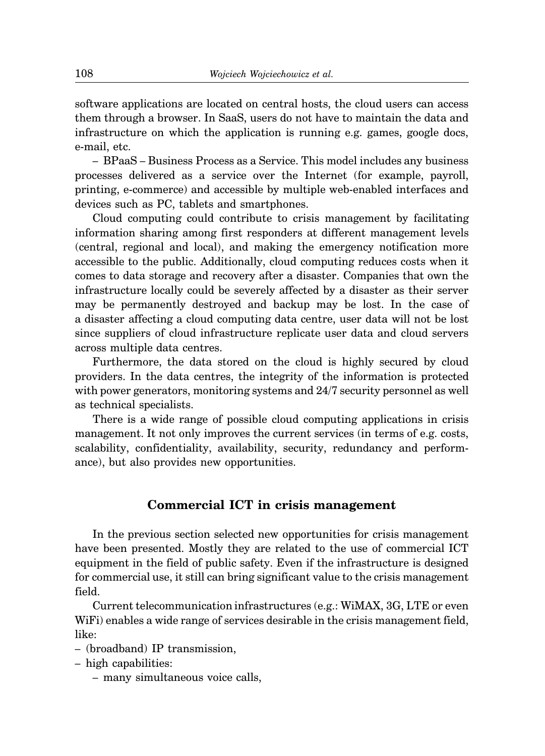software applications are located on central hosts, the cloud users can access them through a browser. In SaaS, users do not have to maintain the data and infrastructure on which the application is running e.g. games, google docs, e-mail, etc.

– BPaaS – Business Process as a Service. This model includes any business processes delivered as a service over the Internet (for example, payroll, printing, e-commerce) and accessible by multiple web-enabled interfaces and devices such as PC, tablets and smartphones.

Cloud computing could contribute to crisis management by facilitating information sharing among first responders at different management levels (central, regional and local), and making the emergency notification more accessible to the public. Additionally, cloud computing reduces costs when it comes to data storage and recovery after a disaster. Companies that own the infrastructure locally could be severely affected by a disaster as their server may be permanently destroyed and backup may be lost. In the case of a disaster affecting a cloud computing data centre, user data will not be lost since suppliers of cloud infrastructure replicate user data and cloud servers across multiple data centres.

Furthermore, the data stored on the cloud is highly secured by cloud providers. In the data centres, the integrity of the information is protected with power generators, monitoring systems and 24/7 security personnel as well as technical specialists.

There is a wide range of possible cloud computing applications in crisis management. It not only improves the current services (in terms of e.g. costs, scalability, confidentiality, availability, security, redundancy and performance), but also provides new opportunities.

## Commercial ICT in crisis management

In the previous section selected new opportunities for crisis management have been presented. Mostly they are related to the use of commercial ICT equipment in the field of public safety. Even if the infrastructure is designed for commercial use, it still can bring significant value to the crisis management field.

Current telecommunication infrastructures (e.g.: WiMAX, 3G, LTE or even WiFi) enables a wide range of services desirable in the crisis management field, like:

- (broadband) IP transmission,
- high capabilities:
  - many simultaneous voice calls,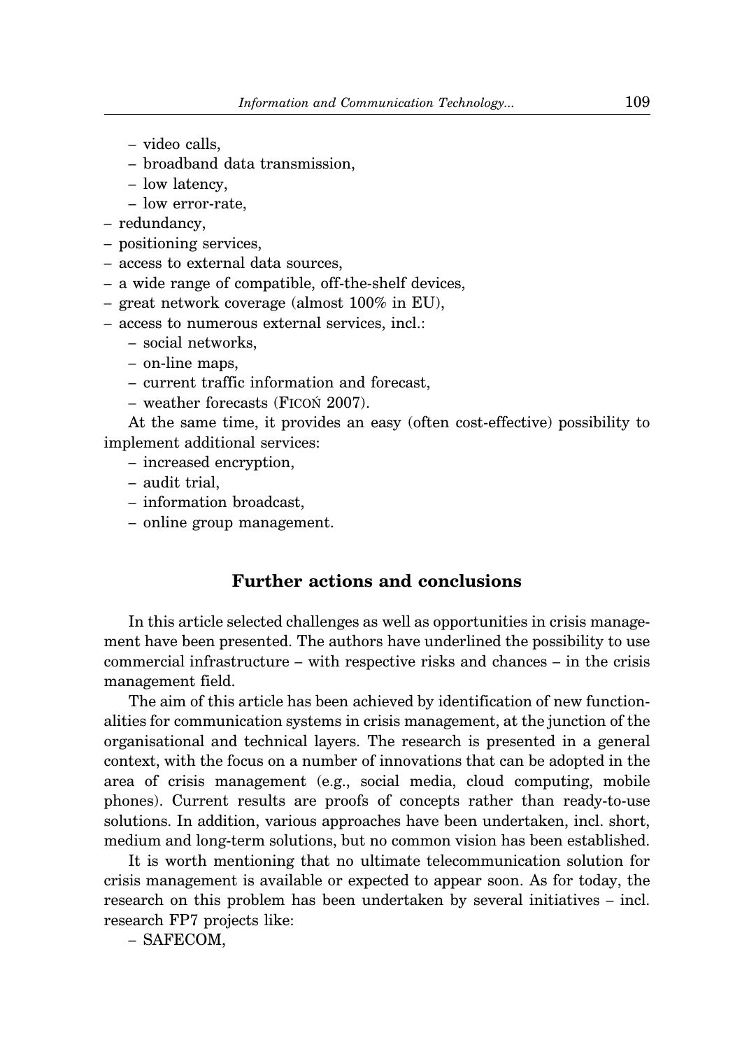- video calls,
  - broadband data transmission,
  - low latency,
  - low error-rate,
- redundancy,
- positioning services,
- access to external data sources,
- a wide range of compatible, off-the-shelf devices,
- great network coverage (almost 100% in EU),
- access to numerous external services, incl.:
  - social networks,
  - on-line maps,
  - current traffic information and forecast,
  - weather forecasts (FICOŃ 2007).

At the same time, it provides an easy (often cost-effective) possibility to implement additional services:

  - increased encryption,
  - audit trial,
  - information broadcast,
  - online group management.

## Further actions and conclusions

In this article selected challenges as well as opportunities in crisis management have been presented. The authors have underlined the possibility to use commercial infrastructure – with respective risks and chances – in the crisis management field.

The aim of this article has been achieved by identification of new functionalities for communication systems in crisis management, at the junction of the organisational and technical layers. The research is presented in a general context, with the focus on a number of innovations that can be adopted in the area of crisis management (e.g., social media, cloud computing, mobile phones). Current results are proofs of concepts rather than ready-to-use solutions. In addition, various approaches have been undertaken, incl. short, medium and long-term solutions, but no common vision has been established.

It is worth mentioning that no ultimate telecommunication solution for crisis management is available or expected to appear soon. As for today, the research on this problem has been undertaken by several initiatives – incl. research FP7 projects like:

- SAFECOM,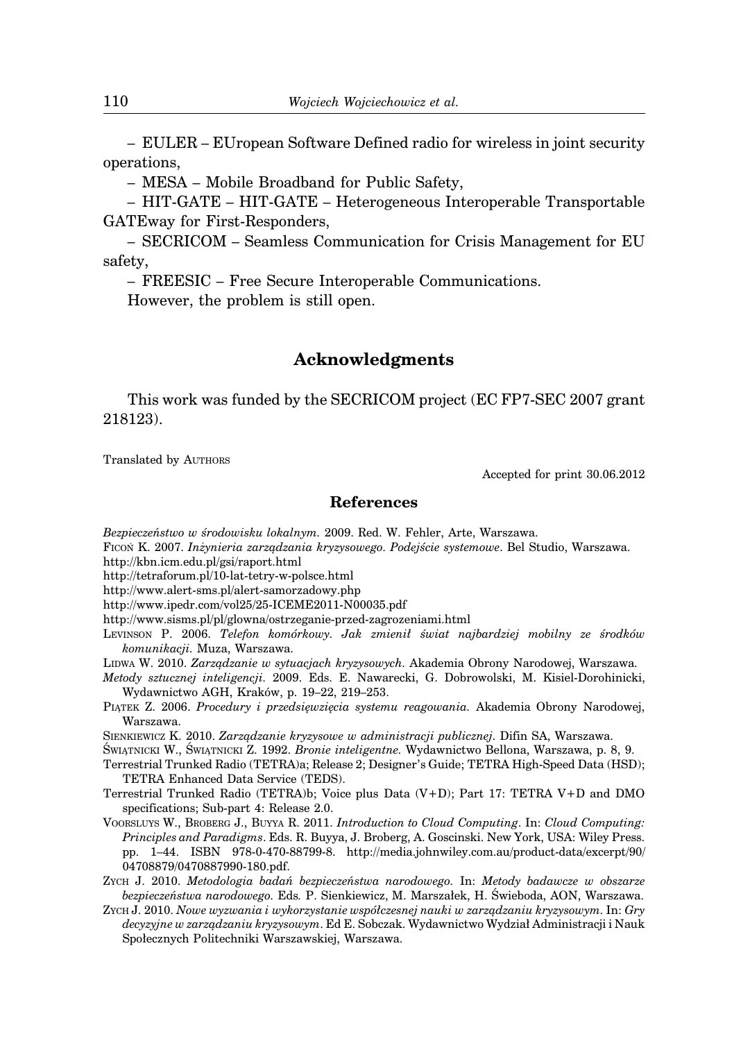– EULER – EUropean Software Defined radio for wireless in joint security operations,

– MESA – Mobile Broadband for Public Safety,

– HIT-GATE – HIT-GATE – Heterogeneous Interoperable Transportable GATEway for First-Responders,

– SECRICOM – Seamless Communication for Crisis Management for EU safety,

– FREESIC – Free Secure Interoperable Communications.

However, the problem is still open.

## Acknowledgments

This work was funded by the SECRICOM project (EC FP7-SEC 2007 grant 218123).

Translated by AUTHORS

Accepted for print 30.06.2012

## References

*Bezpieczeństwo w środowisku lokalnym*. 2009. Red. W. Fehler, Arte, Warszawa.

FICOŃ K. 2007. *Inżynieria zarządzania kryzysowego. Podejście systemowe*. Bel Studio, Warszawa.

http://kbn.icm.edu.pl/gsi/raport.html

http://tetraforum.pl/10-lat-tetry-w-polsce.html

http://www.alert-sms.pl/alert-samorzadowy.php

http://www.ipedr.com/vol25/25-ICEME2011-N00035.pdf

http://www.sisms.pl/pl/glowna/ostrzeganie-przed-zagrozeniami.html

LEVINSON P. 2006. *Telefon komórkowy. Jak zmienił świat najbardziej mobilny ze środków komunikacji*. Muza, Warszawa.

LIDWA W. 2010. *Zarządzanie w sytuacjach kryzysowych*. Akademia Obrony Narodowej, Warszawa.

*Metody sztucznej inteligencji*. 2009. Eds. E. Nawarecki, G. Dobrowolski, M. Kisiel-Dorohinicki, Wydawnictwo AGH, Kraków, p. 19–22, 219–253.

PIĄTEK Z. 2006. *Procedury i przedsięwzięcia systemu reagowania*. Akademia Obrony Narodowej, Warszawa.

SIENKIEWICZ K. 2010. *Zarządzanie kryzysowe w administracji publicznej*. Difin SA, Warszawa.

ŚWIĄTNICKI W., ŚWIĄTNICKI Z. 1992. *Bronie inteligentne*. Wydawnictwo Bellona, Warszawa, p. 8, 9.

Terrestrial Trunked Radio (TETRA)a; Release 2; Designer's Guide; TETRA High-Speed Data (HSD); TETRA Enhanced Data Service (TEDS).

Terrestrial Trunked Radio (TETRA)b; Voice plus Data (V+D); Part 17: TETRA V+D and DMO specifications; Sub-part 4: Release 2.0.

VOORSLUYS W., BROBERG J., BUYYA R. 2011. *Introduction to Cloud Computing*. In: *Cloud Computing: Principles and Paradigms*. Eds. R. Buyya, J. Broberg, A. Goscinski. New York, USA: Wiley Press. pp. 1–44. ISBN 978-0-470-88799-8. http://media.johnwiley.com.au/product-data/excerpt/90/04708879/0470887990-180.pdf.

ZYCH J. 2010. *Metodologia badań bezpieczeństwa narodowego*. In: *Metody badawcze w obszarze bezpieczeństwa narodowego*. Eds. P. Sienkiewicz, M. Marszałek, H. Świeboda, AON, Warszawa.

ZYCH J. 2010. *Nowe wyzwania i wykorzystanie współczesnej nauki w zarządzaniu kryzysowym*. In: *Gry decyzyjne w zarządzaniu kryzysowym*. Ed E. Sobczak. Wydawnictwo Wydział Administracji i Nauk Społecznych Politechniki Warszawskiej, Warszawa.